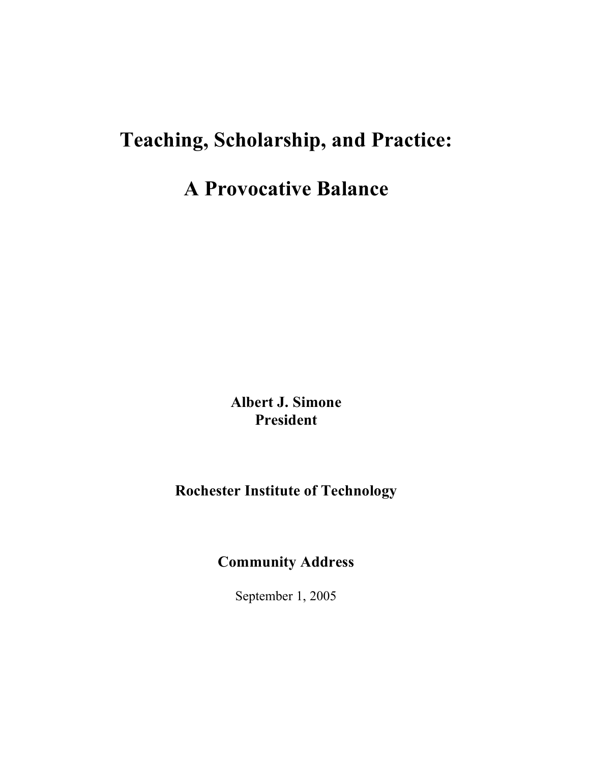# Teaching, Scholarship, and Practice:

# A Provocative Balance

**Albert J. Simone**
**President**

**Rochester Institute of Technology**

**Community Address**

September 1, 2005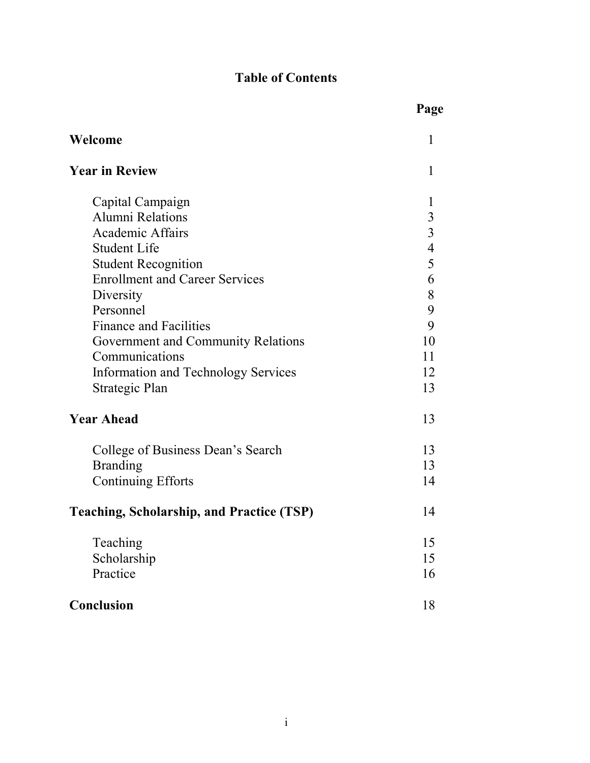# Table of Contents

| | Page |
|---|---|
| **Welcome** | 1 |
| **Year in Review** | 1 |
| Capital Campaign | 1 |
| Alumni Relations | 3 |
| Academic Affairs | 3 |
| Student Life | 4 |
| Student Recognition | 5 |
| Enrollment and Career Services | 6 |
| Diversity | 8 |
| Personnel | 9 |
| Finance and Facilities | 9 |
| Government and Community Relations | 10 |
| Communications | 11 |
| Information and Technology Services | 12 |
| Strategic Plan | 13 |
| **Year Ahead** | 13 |
| College of Business Dean's Search | 13 |
| Branding | 13 |
| Continuing Efforts | 14 |
| **Teaching, Scholarship, and Practice (TSP)** | 14 |
| Teaching | 15 |
| Scholarship | 15 |
| Practice | 16 |
| **Conclusion** | 18 |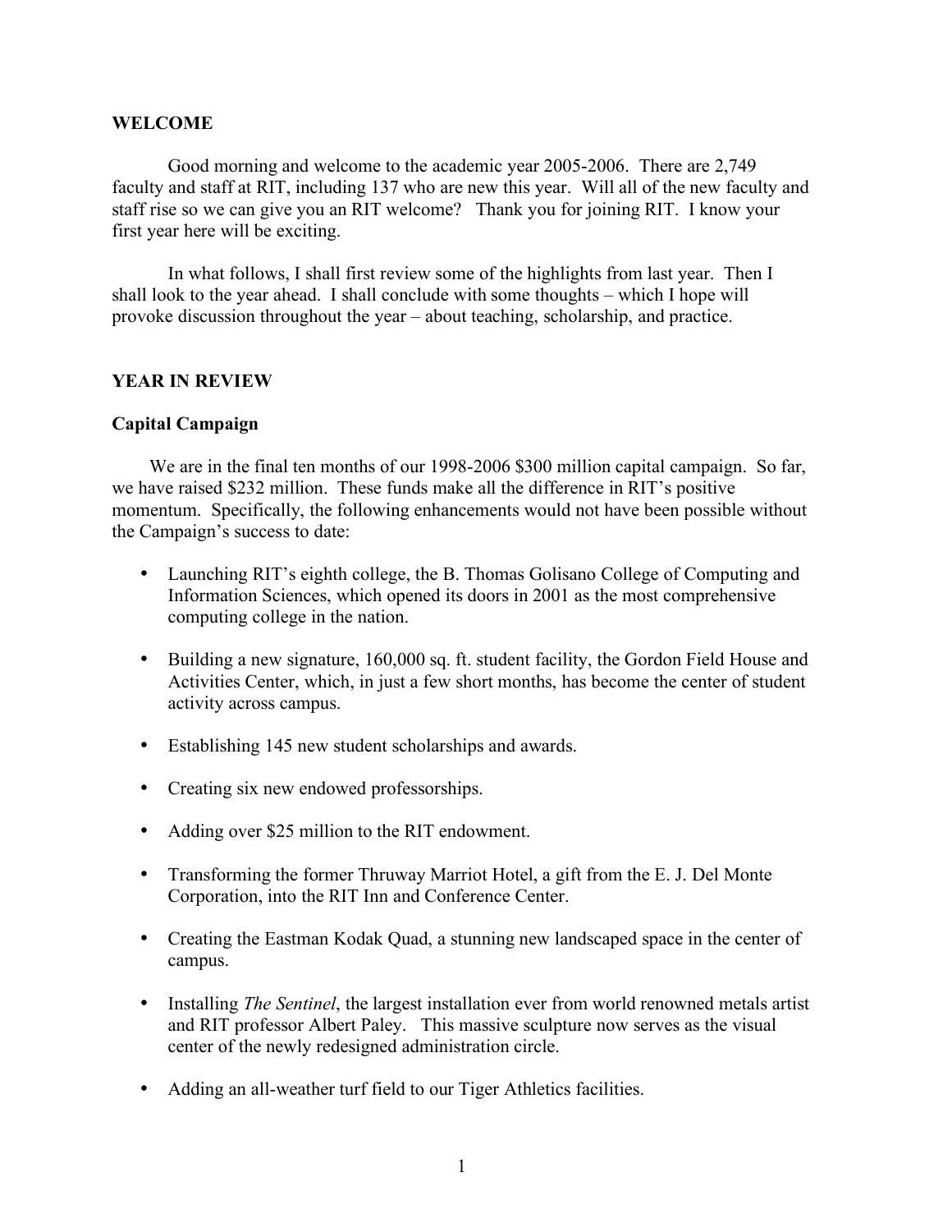## WELCOME

Good morning and welcome to the academic year 2005-2006. There are 2,749 faculty and staff at RIT, including 137 who are new this year. Will all of the new faculty and staff rise so we can give you an RIT welcome? Thank you for joining RIT. I know your first year here will be exciting.

In what follows, I shall first review some of the highlights from last year. Then I shall look to the year ahead. I shall conclude with some thoughts – which I hope will provoke discussion throughout the year – about teaching, scholarship, and practice.

## YEAR IN REVIEW

### Capital Campaign

We are in the final ten months of our 1998-2006 $300 million capital campaign. So far, we have raised $232 million. These funds make all the difference in RIT's positive momentum. Specifically, the following enhancements would not have been possible without the Campaign's success to date:

- Launching RIT's eighth college, the B. Thomas Golisano College of Computing and Information Sciences, which opened its doors in 2001 as the most comprehensive computing college in the nation.
- Building a new signature, 160,000 sq. ft. student facility, the Gordon Field House and Activities Center, which, in just a few short months, has become the center of student activity across campus.
- Establishing 145 new student scholarships and awards.
- Creating six new endowed professorships.
- Adding over $25 million to the RIT endowment.
- Transforming the former Thruway Marriot Hotel, a gift from the E. J. Del Monte Corporation, into the RIT Inn and Conference Center.
- Creating the Eastman Kodak Quad, a stunning new landscaped space in the center of campus.
- Installing *The Sentinel*, the largest installation ever from world renowned metals artist and RIT professor Albert Paley. This massive sculpture now serves as the visual center of the newly redesigned administration circle.
- Adding an all-weather turf field to our Tiger Athletics facilities.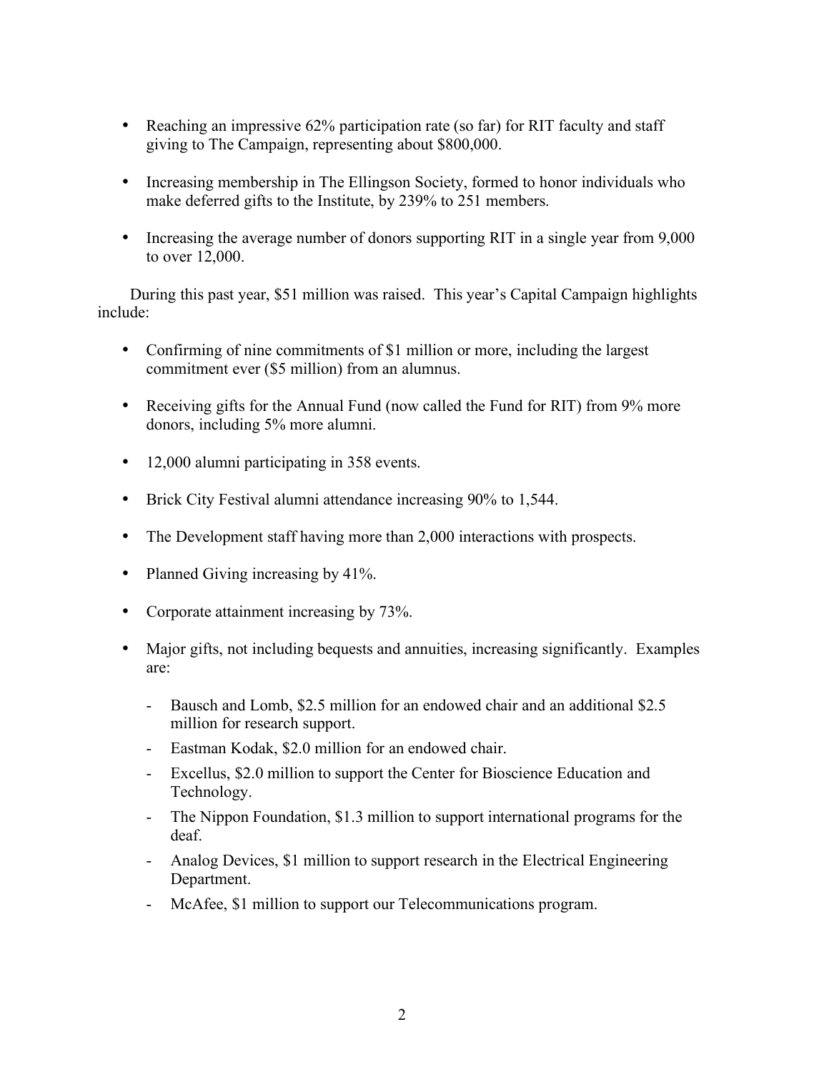- Reaching an impressive 62% participation rate (so far) for RIT faculty and staff giving to The Campaign, representing about $800,000.

- Increasing membership in The Ellingson Society, formed to honor individuals who make deferred gifts to the Institute, by 239% to 251 members.

- Increasing the average number of donors supporting RIT in a single year from 9,000 to over 12,000.

During this past year, $51 million was raised. This year's Capital Campaign highlights include:

- Confirming of nine commitments of $1 million or more, including the largest commitment ever ($5 million) from an alumnus.

- Receiving gifts for the Annual Fund (now called the Fund for RIT) from 9% more donors, including 5% more alumni.

- 12,000 alumni participating in 358 events.

- Brick City Festival alumni attendance increasing 90% to 1,544.

- The Development staff having more than 2,000 interactions with prospects.

- Planned Giving increasing by 41%.

- Corporate attainment increasing by 73%.

- Major gifts, not including bequests and annuities, increasing significantly. Examples are:

  - Bausch and Lomb, $2.5 million for an endowed chair and an additional $2.5 million for research support.
  - Eastman Kodak, $2.0 million for an endowed chair.
  - Excellus, $2.0 million to support the Center for Bioscience Education and Technology.
  - The Nippon Foundation, $1.3 million to support international programs for the deaf.
  - Analog Devices, $1 million to support research in the Electrical Engineering Department.
  - McAfee, $1 million to support our Telecommunications program.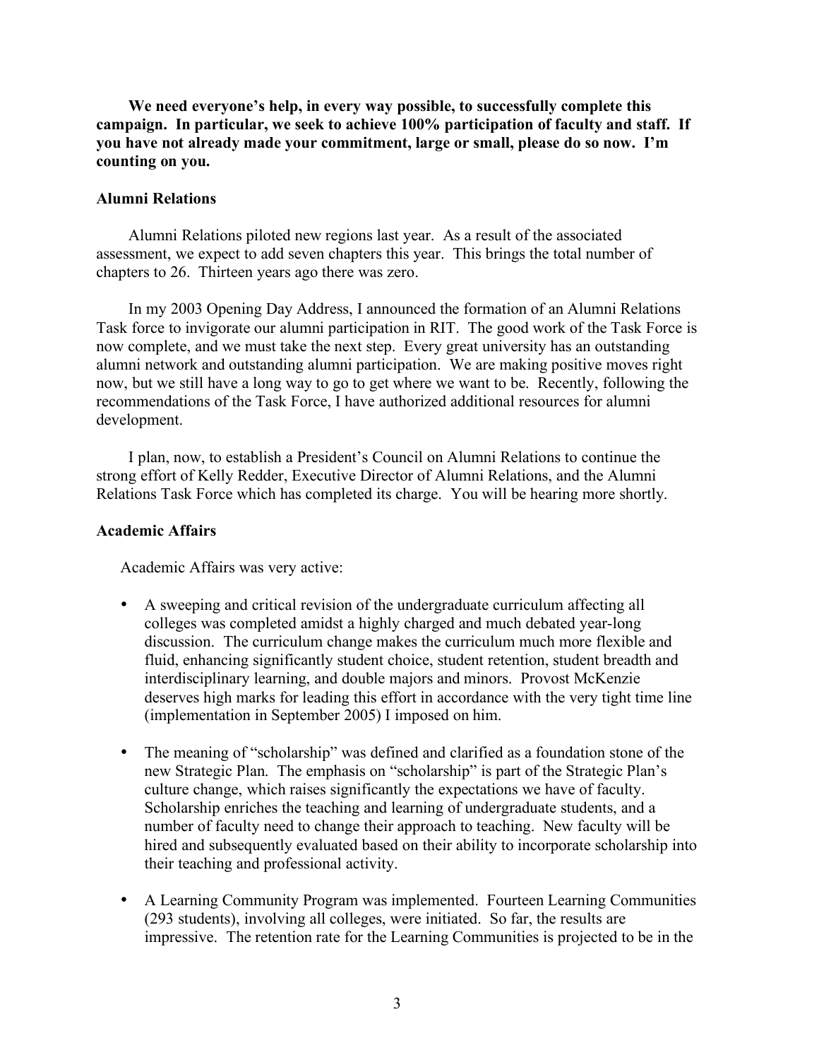**We need everyone's help, in every way possible, to successfully complete this campaign. In particular, we seek to achieve 100% participation of faculty and staff. If you have not already made your commitment, large or small, please do so now. I'm counting on you.**

### Alumni Relations

Alumni Relations piloted new regions last year. As a result of the associated assessment, we expect to add seven chapters this year. This brings the total number of chapters to 26. Thirteen years ago there was zero.

In my 2003 Opening Day Address, I announced the formation of an Alumni Relations Task force to invigorate our alumni participation in RIT. The good work of the Task Force is now complete, and we must take the next step. Every great university has an outstanding alumni network and outstanding alumni participation. We are making positive moves right now, but we still have a long way to go to get where we want to be. Recently, following the recommendations of the Task Force, I have authorized additional resources for alumni development.

I plan, now, to establish a President's Council on Alumni Relations to continue the strong effort of Kelly Redder, Executive Director of Alumni Relations, and the Alumni Relations Task Force which has completed its charge. You will be hearing more shortly.

### Academic Affairs

Academic Affairs was very active:

- A sweeping and critical revision of the undergraduate curriculum affecting all colleges was completed amidst a highly charged and much debated year-long discussion. The curriculum change makes the curriculum much more flexible and fluid, enhancing significantly student choice, student retention, student breadth and interdisciplinary learning, and double majors and minors. Provost McKenzie deserves high marks for leading this effort in accordance with the very tight time line (implementation in September 2005) I imposed on him.

- The meaning of "scholarship" was defined and clarified as a foundation stone of the new Strategic Plan. The emphasis on "scholarship" is part of the Strategic Plan's culture change, which raises significantly the expectations we have of faculty. Scholarship enriches the teaching and learning of undergraduate students, and a number of faculty need to change their approach to teaching. New faculty will be hired and subsequently evaluated based on their ability to incorporate scholarship into their teaching and professional activity.

- A Learning Community Program was implemented. Fourteen Learning Communities (293 students), involving all colleges, were initiated. So far, the results are impressive. The retention rate for the Learning Communities is projected to be in the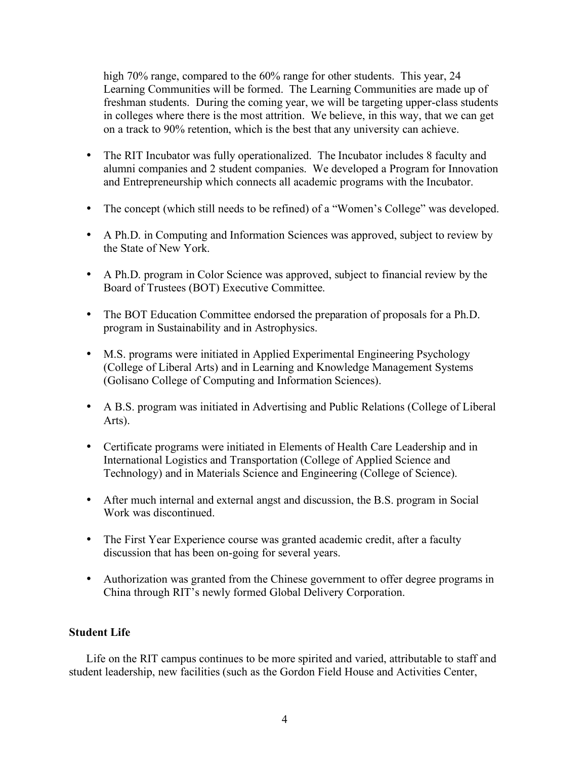high 70% range, compared to the 60% range for other students. This year, 24 Learning Communities will be formed. The Learning Communities are made up of freshman students. During the coming year, we will be targeting upper-class students in colleges where there is the most attrition. We believe, in this way, that we can get on a track to 90% retention, which is the best that any university can achieve.

- The RIT Incubator was fully operationalized. The Incubator includes 8 faculty and alumni companies and 2 student companies. We developed a Program for Innovation and Entrepreneurship which connects all academic programs with the Incubator.

- The concept (which still needs to be refined) of a "Women's College" was developed.

- A Ph.D. in Computing and Information Sciences was approved, subject to review by the State of New York.

- A Ph.D. program in Color Science was approved, subject to financial review by the Board of Trustees (BOT) Executive Committee.

- The BOT Education Committee endorsed the preparation of proposals for a Ph.D. program in Sustainability and in Astrophysics.

- M.S. programs were initiated in Applied Experimental Engineering Psychology (College of Liberal Arts) and in Learning and Knowledge Management Systems (Golisano College of Computing and Information Sciences).

- A B.S. program was initiated in Advertising and Public Relations (College of Liberal Arts).

- Certificate programs were initiated in Elements of Health Care Leadership and in International Logistics and Transportation (College of Applied Science and Technology) and in Materials Science and Engineering (College of Science).

- After much internal and external angst and discussion, the B.S. program in Social Work was discontinued.

- The First Year Experience course was granted academic credit, after a faculty discussion that has been on-going for several years.

- Authorization was granted from the Chinese government to offer degree programs in China through RIT's newly formed Global Delivery Corporation.

**Student Life**

Life on the RIT campus continues to be more spirited and varied, attributable to staff and student leadership, new facilities (such as the Gordon Field House and Activities Center,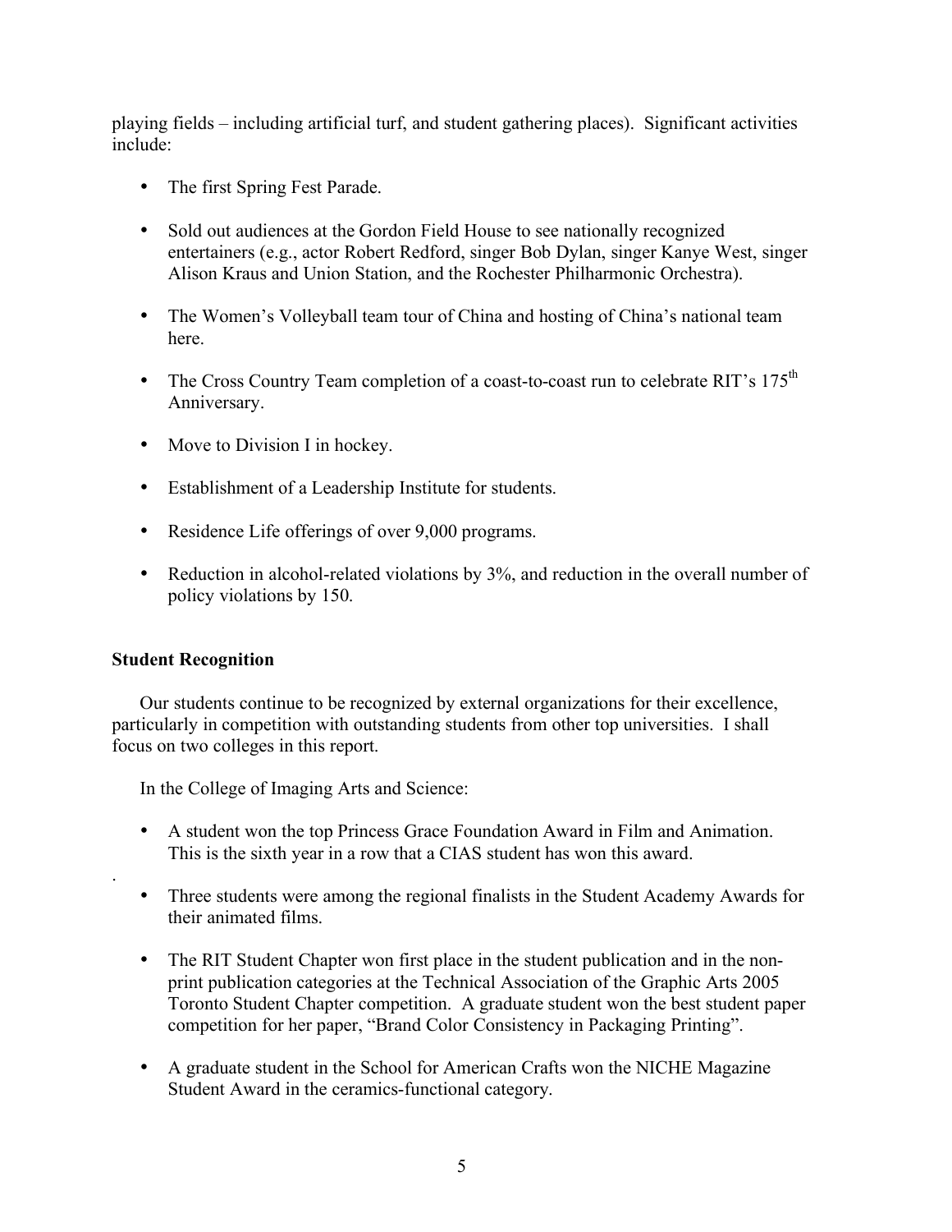playing fields – including artificial turf, and student gathering places). Significant activities include:

- The first Spring Fest Parade.
- Sold out audiences at the Gordon Field House to see nationally recognized entertainers (e.g., actor Robert Redford, singer Bob Dylan, singer Kanye West, singer Alison Kraus and Union Station, and the Rochester Philharmonic Orchestra).
- The Women's Volleyball team tour of China and hosting of China's national team here.
- The Cross Country Team completion of a coast-to-coast run to celebrate RIT's 175th Anniversary.
- Move to Division I in hockey.
- Establishment of a Leadership Institute for students.
- Residence Life offerings of over 9,000 programs.
- Reduction in alcohol-related violations by 3%, and reduction in the overall number of policy violations by 150.

**Student Recognition**

Our students continue to be recognized by external organizations for their excellence, particularly in competition with outstanding students from other top universities. I shall focus on two colleges in this report.

In the College of Imaging Arts and Science:

- A student won the top Princess Grace Foundation Award in Film and Animation. This is the sixth year in a row that a CIAS student has won this award.
- Three students were among the regional finalists in the Student Academy Awards for their animated films.
- The RIT Student Chapter won first place in the student publication and in the non-print publication categories at the Technical Association of the Graphic Arts 2005 Toronto Student Chapter competition. A graduate student won the best student paper competition for her paper, "Brand Color Consistency in Packaging Printing".
- A graduate student in the School for American Crafts won the NICHE Magazine Student Award in the ceramics-functional category.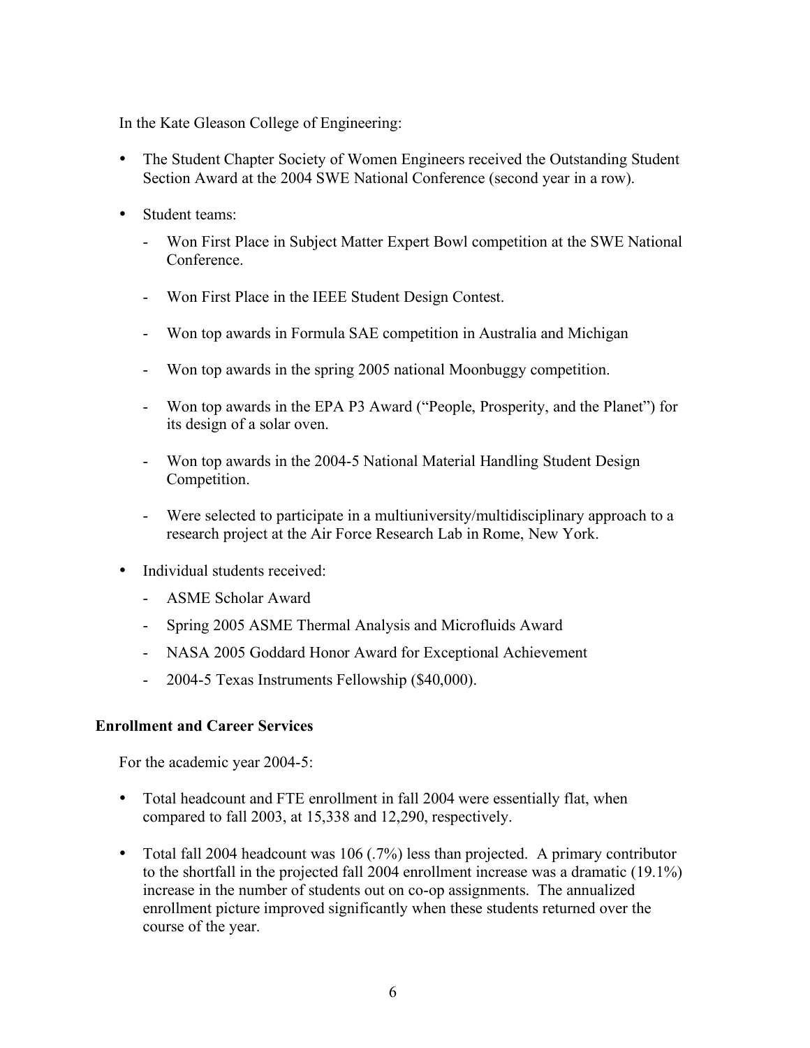In the Kate Gleason College of Engineering:

- The Student Chapter Society of Women Engineers received the Outstanding Student Section Award at the 2004 SWE National Conference (second year in a row).
- Student teams:
  - Won First Place in Subject Matter Expert Bowl competition at the SWE National Conference.
  - Won First Place in the IEEE Student Design Contest.
  - Won top awards in Formula SAE competition in Australia and Michigan
  - Won top awards in the spring 2005 national Moonbuggy competition.
  - Won top awards in the EPA P3 Award ("People, Prosperity, and the Planet") for its design of a solar oven.
  - Won top awards in the 2004-5 National Material Handling Student Design Competition.
  - Were selected to participate in a multiuniversity/multidisciplinary approach to a research project at the Air Force Research Lab in Rome, New York.
- Individual students received:
  - ASME Scholar Award
  - Spring 2005 ASME Thermal Analysis and Microfluids Award
  - NASA 2005 Goddard Honor Award for Exceptional Achievement
  - 2004-5 Texas Instruments Fellowship ($40,000).

**Enrollment and Career Services**

For the academic year 2004-5:

- Total headcount and FTE enrollment in fall 2004 were essentially flat, when compared to fall 2003, at 15,338 and 12,290, respectively.
- Total fall 2004 headcount was 106 (.7%) less than projected. A primary contributor to the shortfall in the projected fall 2004 enrollment increase was a dramatic (19.1%) increase in the number of students out on co-op assignments. The annualized enrollment picture improved significantly when these students returned over the course of the year.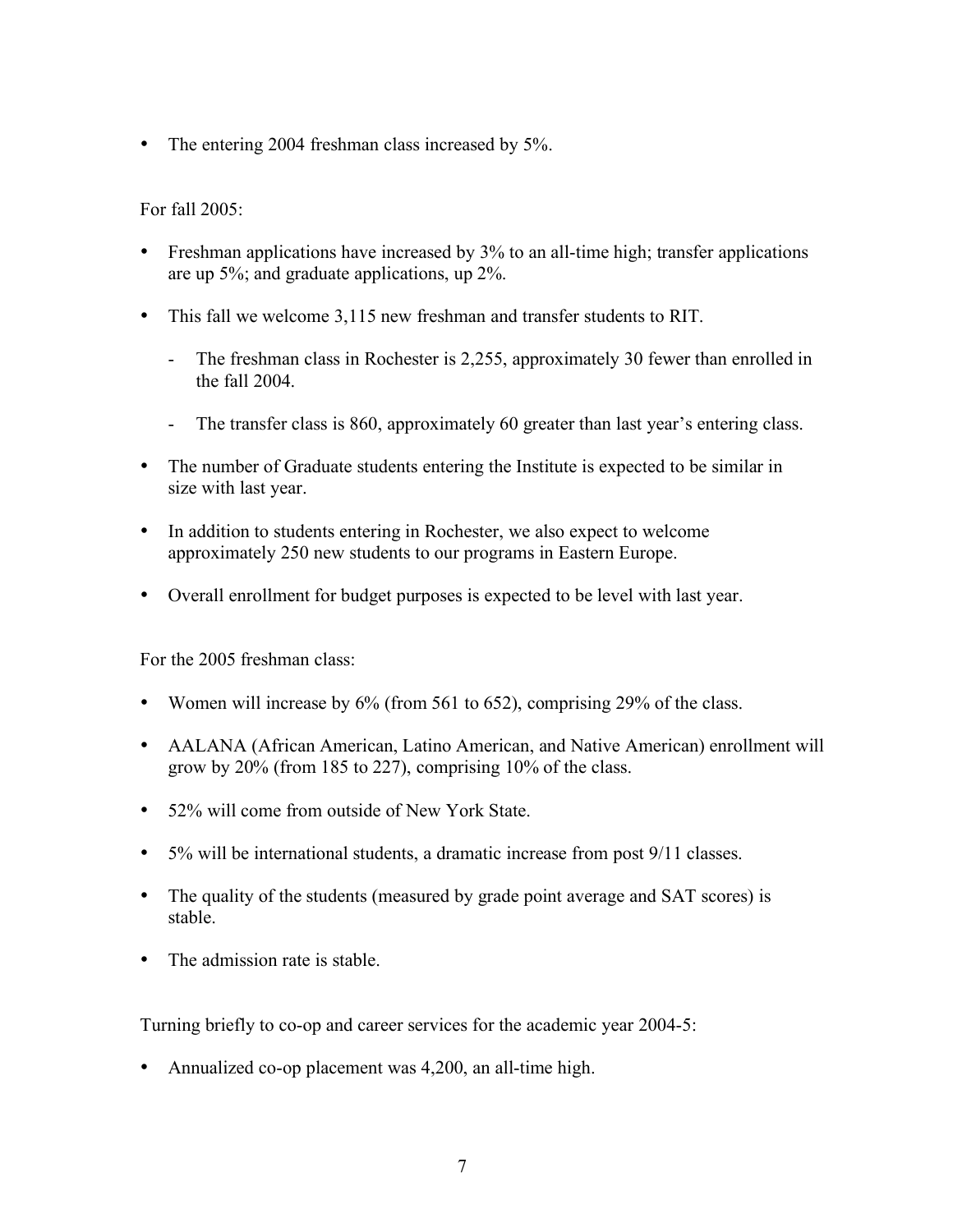- The entering 2004 freshman class increased by 5%.

For fall 2005:

- Freshman applications have increased by 3% to an all-time high; transfer applications are up 5%; and graduate applications, up 2%.
- This fall we welcome 3,115 new freshman and transfer students to RIT.
  - The freshman class in Rochester is 2,255, approximately 30 fewer than enrolled in the fall 2004.
  - The transfer class is 860, approximately 60 greater than last year's entering class.
- The number of Graduate students entering the Institute is expected to be similar in size with last year.
- In addition to students entering in Rochester, we also expect to welcome approximately 250 new students to our programs in Eastern Europe.
- Overall enrollment for budget purposes is expected to be level with last year.

For the 2005 freshman class:

- Women will increase by 6% (from 561 to 652), comprising 29% of the class.
- AALANA (African American, Latino American, and Native American) enrollment will grow by 20% (from 185 to 227), comprising 10% of the class.
- 52% will come from outside of New York State.
- 5% will be international students, a dramatic increase from post 9/11 classes.
- The quality of the students (measured by grade point average and SAT scores) is stable.
- The admission rate is stable.

Turning briefly to co-op and career services for the academic year 2004-5:

- Annualized co-op placement was 4,200, an all-time high.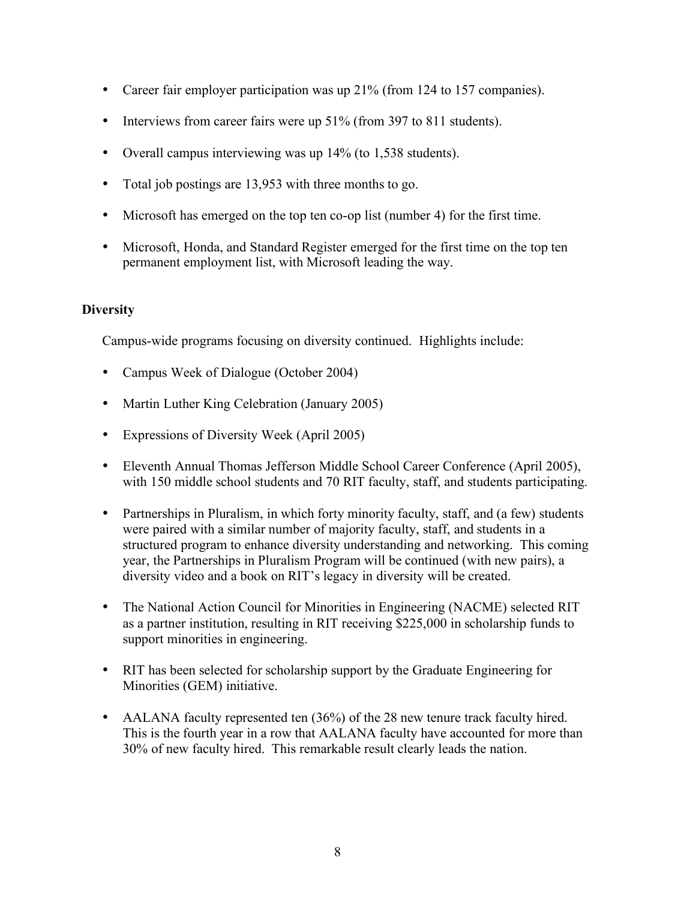- Career fair employer participation was up 21% (from 124 to 157 companies).
- Interviews from career fairs were up 51% (from 397 to 811 students).
- Overall campus interviewing was up 14% (to 1,538 students).
- Total job postings are 13,953 with three months to go.
- Microsoft has emerged on the top ten co-op list (number 4) for the first time.
- Microsoft, Honda, and Standard Register emerged for the first time on the top ten permanent employment list, with Microsoft leading the way.

**Diversity**

Campus-wide programs focusing on diversity continued. Highlights include:

- Campus Week of Dialogue (October 2004)
- Martin Luther King Celebration (January 2005)
- Expressions of Diversity Week (April 2005)
- Eleventh Annual Thomas Jefferson Middle School Career Conference (April 2005), with 150 middle school students and 70 RIT faculty, staff, and students participating.
- Partnerships in Pluralism, in which forty minority faculty, staff, and (a few) students were paired with a similar number of majority faculty, staff, and students in a structured program to enhance diversity understanding and networking. This coming year, the Partnerships in Pluralism Program will be continued (with new pairs), a diversity video and a book on RIT's legacy in diversity will be created.
- The National Action Council for Minorities in Engineering (NACME) selected RIT as a partner institution, resulting in RIT receiving $225,000 in scholarship funds to support minorities in engineering.
- RIT has been selected for scholarship support by the Graduate Engineering for Minorities (GEM) initiative.
- AALANA faculty represented ten (36%) of the 28 new tenure track faculty hired. This is the fourth year in a row that AALANA faculty have accounted for more than 30% of new faculty hired. This remarkable result clearly leads the nation.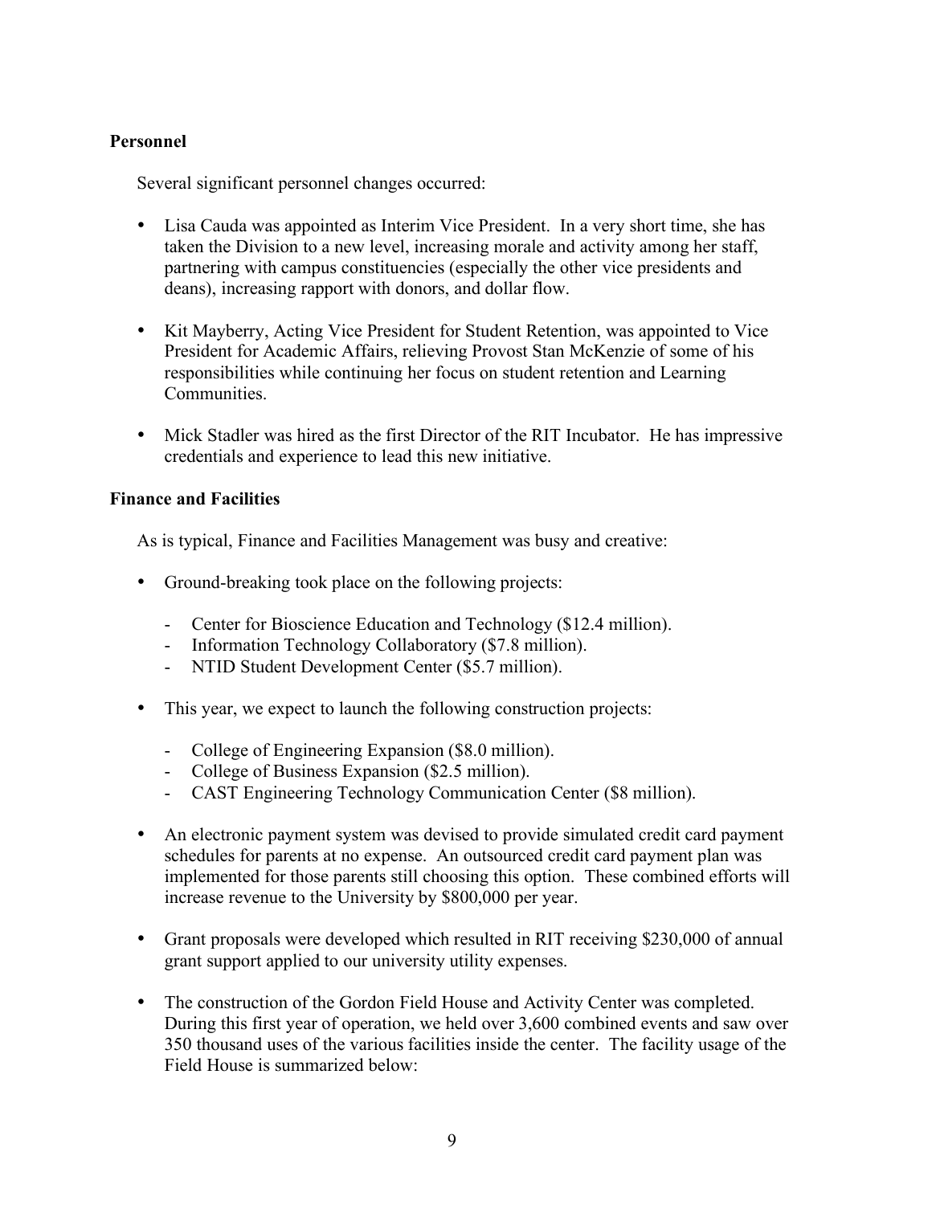**Personnel**

Several significant personnel changes occurred:

- Lisa Cauda was appointed as Interim Vice President. In a very short time, she has taken the Division to a new level, increasing morale and activity among her staff, partnering with campus constituencies (especially the other vice presidents and deans), increasing rapport with donors, and dollar flow.

- Kit Mayberry, Acting Vice President for Student Retention, was appointed to Vice President for Academic Affairs, relieving Provost Stan McKenzie of some of his responsibilities while continuing her focus on student retention and Learning Communities.

- Mick Stadler was hired as the first Director of the RIT Incubator. He has impressive credentials and experience to lead this new initiative.

**Finance and Facilities**

As is typical, Finance and Facilities Management was busy and creative:

- Ground-breaking took place on the following projects:
  - Center for Bioscience Education and Technology ($12.4 million).
  - Information Technology Collaboratory ($7.8 million).
  - NTID Student Development Center ($5.7 million).

- This year, we expect to launch the following construction projects:
  - College of Engineering Expansion ($8.0 million).
  - College of Business Expansion ($2.5 million).
  - CAST Engineering Technology Communication Center ($8 million).

- An electronic payment system was devised to provide simulated credit card payment schedules for parents at no expense. An outsourced credit card payment plan was implemented for those parents still choosing this option. These combined efforts will increase revenue to the University by $800,000 per year.

- Grant proposals were developed which resulted in RIT receiving $230,000 of annual grant support applied to our university utility expenses.

- The construction of the Gordon Field House and Activity Center was completed. During this first year of operation, we held over 3,600 combined events and saw over 350 thousand uses of the various facilities inside the center. The facility usage of the Field House is summarized below: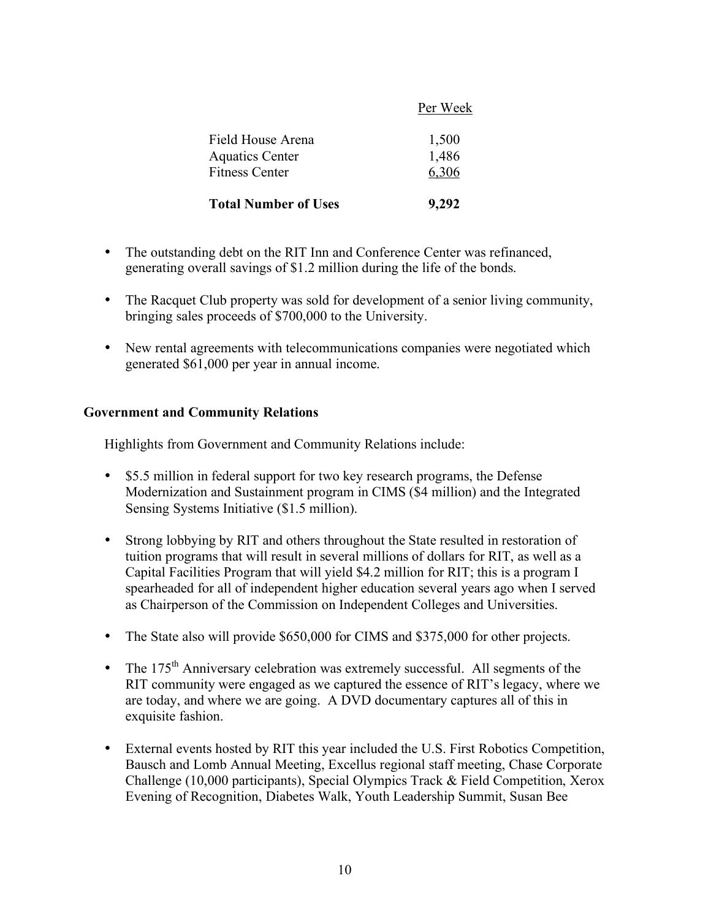| | Per Week |
|---|---|
| Field House Arena | 1,500 |
| Aquatics Center | 1,486 |
| Fitness Center | 6,306 |
| **Total Number of Uses** | **9,292** |

- The outstanding debt on the RIT Inn and Conference Center was refinanced, generating overall savings of $1.2 million during the life of the bonds.

- The Racquet Club property was sold for development of a senior living community, bringing sales proceeds of $700,000 to the University.

- New rental agreements with telecommunications companies were negotiated which generated $61,000 per year in annual income.

### Government and Community Relations

Highlights from Government and Community Relations include:

- $5.5 million in federal support for two key research programs, the Defense Modernization and Sustainment program in CIMS ($4 million) and the Integrated Sensing Systems Initiative ($1.5 million).

- Strong lobbying by RIT and others throughout the State resulted in restoration of tuition programs that will result in several millions of dollars for RIT, as well as a Capital Facilities Program that will yield $4.2 million for RIT; this is a program I spearheaded for all of independent higher education several years ago when I served as Chairperson of the Commission on Independent Colleges and Universities.

- The State also will provide $650,000 for CIMS and $375,000 for other projects.

- The 175th Anniversary celebration was extremely successful. All segments of the RIT community were engaged as we captured the essence of RIT's legacy, where we are today, and where we are going. A DVD documentary captures all of this in exquisite fashion.

- External events hosted by RIT this year included the U.S. First Robotics Competition, Bausch and Lomb Annual Meeting, Excellus regional staff meeting, Chase Corporate Challenge (10,000 participants), Special Olympics Track & Field Competition, Xerox Evening of Recognition, Diabetes Walk, Youth Leadership Summit, Susan Bee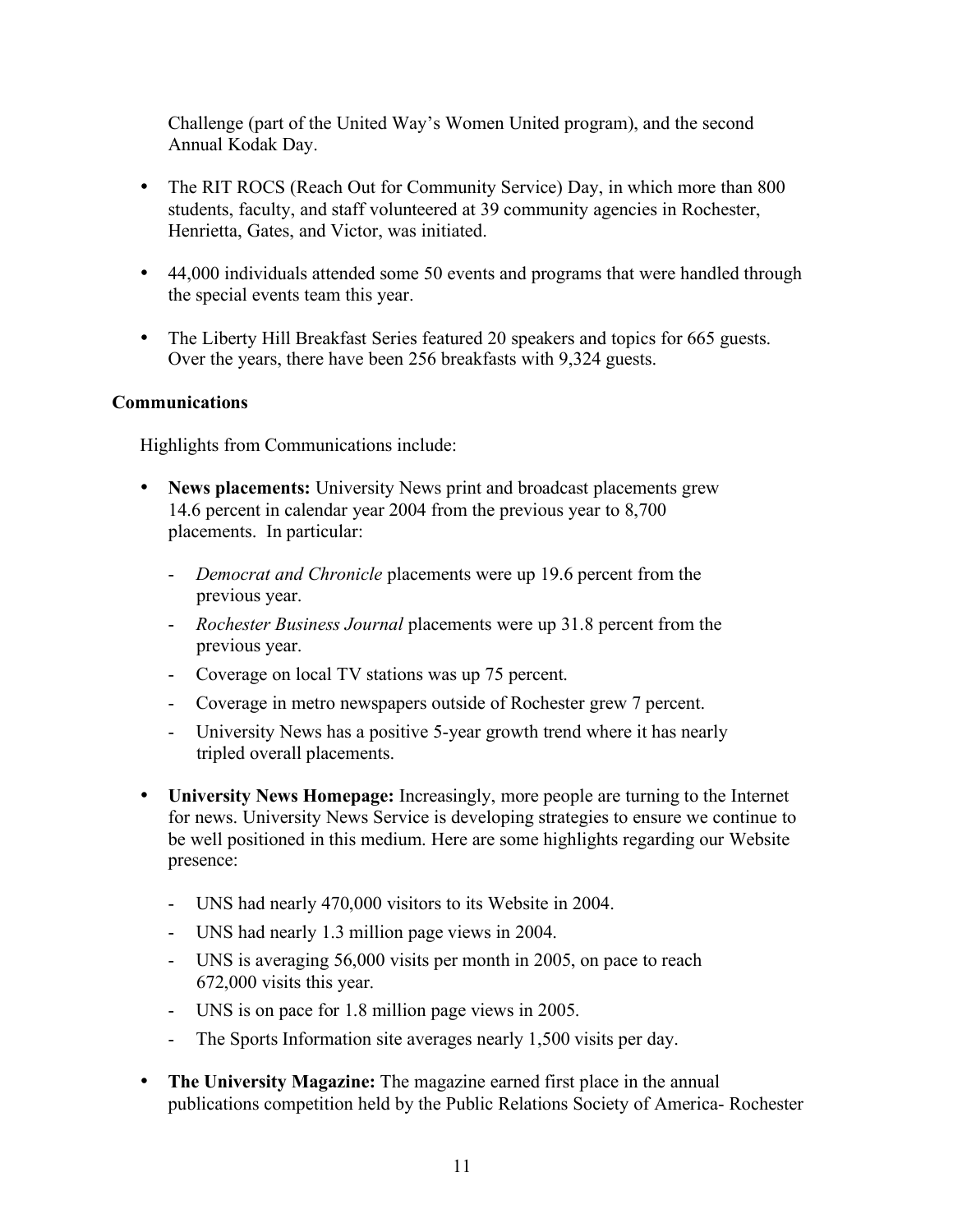Challenge (part of the United Way's Women United program), and the second Annual Kodak Day.

- The RIT ROCS (Reach Out for Community Service) Day, in which more than 800 students, faculty, and staff volunteered at 39 community agencies in Rochester, Henrietta, Gates, and Victor, was initiated.

- 44,000 individuals attended some 50 events and programs that were handled through the special events team this year.

- The Liberty Hill Breakfast Series featured 20 speakers and topics for 665 guests. Over the years, there have been 256 breakfasts with 9,324 guests.

**Communications**

Highlights from Communications include:

- **News placements:** University News print and broadcast placements grew 14.6 percent in calendar year 2004 from the previous year to 8,700 placements. In particular:
  - *Democrat and Chronicle* placements were up 19.6 percent from the previous year.
  - *Rochester Business Journal* placements were up 31.8 percent from the previous year.
  - Coverage on local TV stations was up 75 percent.
  - Coverage in metro newspapers outside of Rochester grew 7 percent.
  - University News has a positive 5-year growth trend where it has nearly tripled overall placements.

- **University News Homepage:** Increasingly, more people are turning to the Internet for news. University News Service is developing strategies to ensure we continue to be well positioned in this medium. Here are some highlights regarding our Website presence:
  - UNS had nearly 470,000 visitors to its Website in 2004.
  - UNS had nearly 1.3 million page views in 2004.
  - UNS is averaging 56,000 visits per month in 2005, on pace to reach 672,000 visits this year.
  - UNS is on pace for 1.8 million page views in 2005.
  - The Sports Information site averages nearly 1,500 visits per day.

- **The University Magazine:** The magazine earned first place in the annual publications competition held by the Public Relations Society of America- Rochester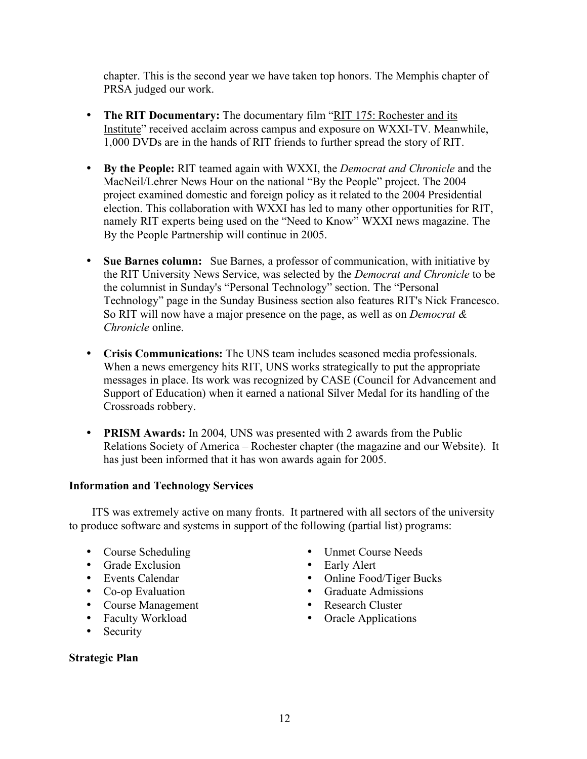chapter. This is the second year we have taken top honors. The Memphis chapter of PRSA judged our work.

- **The RIT Documentary:** The documentary film "RIT 175: Rochester and its Institute" received acclaim across campus and exposure on WXXI-TV. Meanwhile, 1,000 DVDs are in the hands of RIT friends to further spread the story of RIT.

- **By the People:** RIT teamed again with WXXI, the *Democrat and Chronicle* and the MacNeil/Lehrer News Hour on the national "By the People" project. The 2004 project examined domestic and foreign policy as it related to the 2004 Presidential election. This collaboration with WXXI has led to many other opportunities for RIT, namely RIT experts being used on the "Need to Know" WXXI news magazine. The By the People Partnership will continue in 2005.

- **Sue Barnes column:** Sue Barnes, a professor of communication, with initiative by the RIT University News Service, was selected by the *Democrat and Chronicle* to be the columnist in Sunday's "Personal Technology" section. The "Personal Technology" page in the Sunday Business section also features RIT's Nick Francesco. So RIT will now have a major presence on the page, as well as on *Democrat & Chronicle* online.

- **Crisis Communications:** The UNS team includes seasoned media professionals. When a news emergency hits RIT, UNS works strategically to put the appropriate messages in place. Its work was recognized by CASE (Council for Advancement and Support of Education) when it earned a national Silver Medal for its handling of the Crossroads robbery.

- **PRISM Awards:** In 2004, UNS was presented with 2 awards from the Public Relations Society of America – Rochester chapter (the magazine and our Website). It has just been informed that it has won awards again for 2005.

### Information and Technology Services

ITS was extremely active on many fronts. It partnered with all sectors of the university to produce software and systems in support of the following (partial list) programs:

- Course Scheduling
- Grade Exclusion
- Events Calendar
- Co-op Evaluation
- Course Management
- Faculty Workload
- Security
- Unmet Course Needs
- Early Alert
- Online Food/Tiger Bucks
- Graduate Admissions
- Research Cluster
- Oracle Applications

### Strategic Plan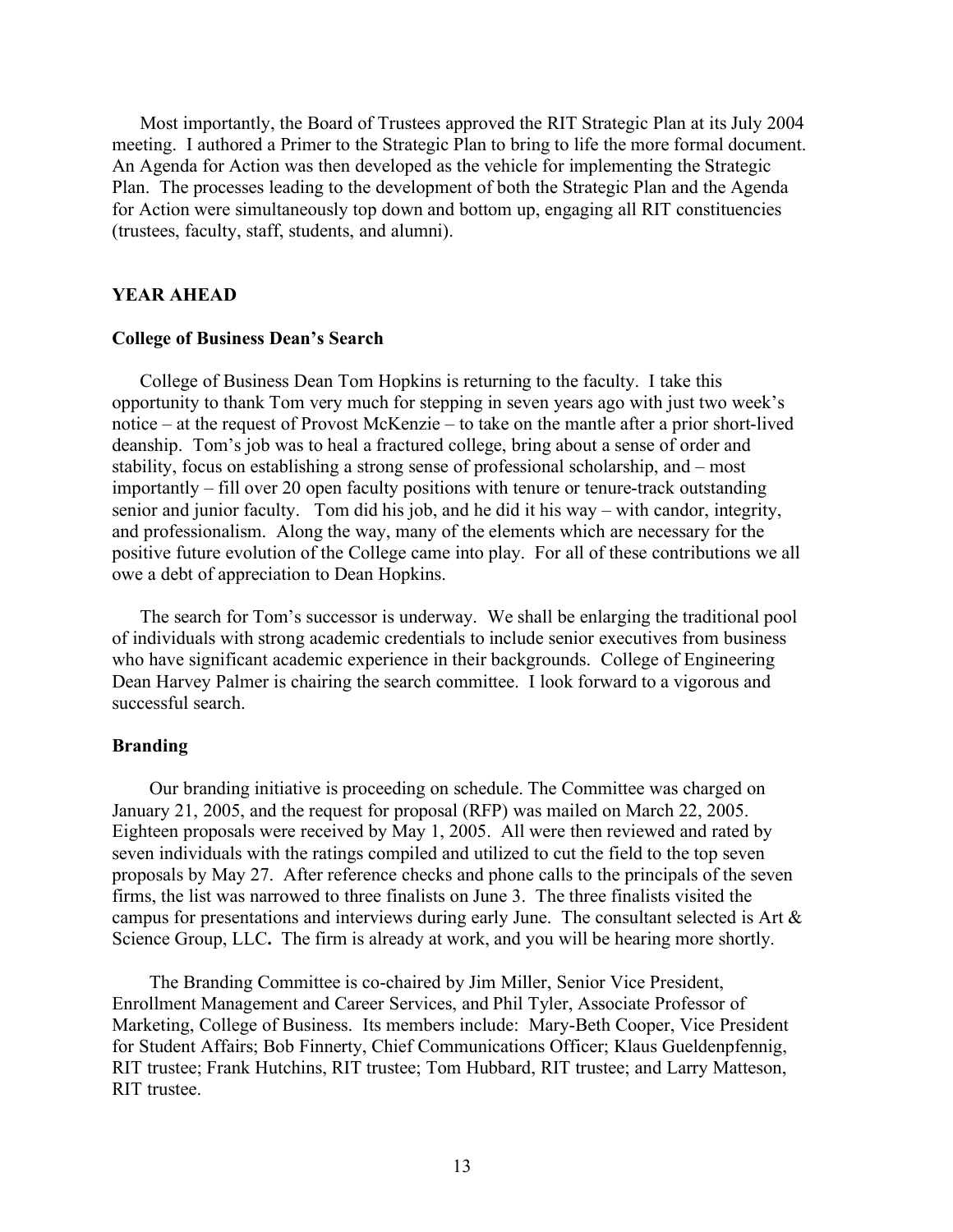Most importantly, the Board of Trustees approved the RIT Strategic Plan at its July 2004 meeting. I authored a Primer to the Strategic Plan to bring to life the more formal document. An Agenda for Action was then developed as the vehicle for implementing the Strategic Plan. The processes leading to the development of both the Strategic Plan and the Agenda for Action were simultaneously top down and bottom up, engaging all RIT constituencies (trustees, faculty, staff, students, and alumni).

## YEAR AHEAD

### College of Business Dean's Search

College of Business Dean Tom Hopkins is returning to the faculty. I take this opportunity to thank Tom very much for stepping in seven years ago with just two week's notice – at the request of Provost McKenzie – to take on the mantle after a prior short-lived deanship. Tom's job was to heal a fractured college, bring about a sense of order and stability, focus on establishing a strong sense of professional scholarship, and – most importantly – fill over 20 open faculty positions with tenure or tenure-track outstanding senior and junior faculty. Tom did his job, and he did it his way – with candor, integrity, and professionalism. Along the way, many of the elements which are necessary for the positive future evolution of the College came into play. For all of these contributions we all owe a debt of appreciation to Dean Hopkins.

The search for Tom's successor is underway. We shall be enlarging the traditional pool of individuals with strong academic credentials to include senior executives from business who have significant academic experience in their backgrounds. College of Engineering Dean Harvey Palmer is chairing the search committee. I look forward to a vigorous and successful search.

### Branding

Our branding initiative is proceeding on schedule. The Committee was charged on January 21, 2005, and the request for proposal (RFP) was mailed on March 22, 2005. Eighteen proposals were received by May 1, 2005. All were then reviewed and rated by seven individuals with the ratings compiled and utilized to cut the field to the top seven proposals by May 27. After reference checks and phone calls to the principals of the seven firms, the list was narrowed to three finalists on June 3. The three finalists visited the campus for presentations and interviews during early June. The consultant selected is Art & Science Group, LLC**.** The firm is already at work, and you will be hearing more shortly.

The Branding Committee is co-chaired by Jim Miller, Senior Vice President, Enrollment Management and Career Services, and Phil Tyler, Associate Professor of Marketing, College of Business. Its members include: Mary-Beth Cooper, Vice President for Student Affairs; Bob Finnerty, Chief Communications Officer; Klaus Gueldenpfennig, RIT trustee; Frank Hutchins, RIT trustee; Tom Hubbard, RIT trustee; and Larry Matteson, RIT trustee.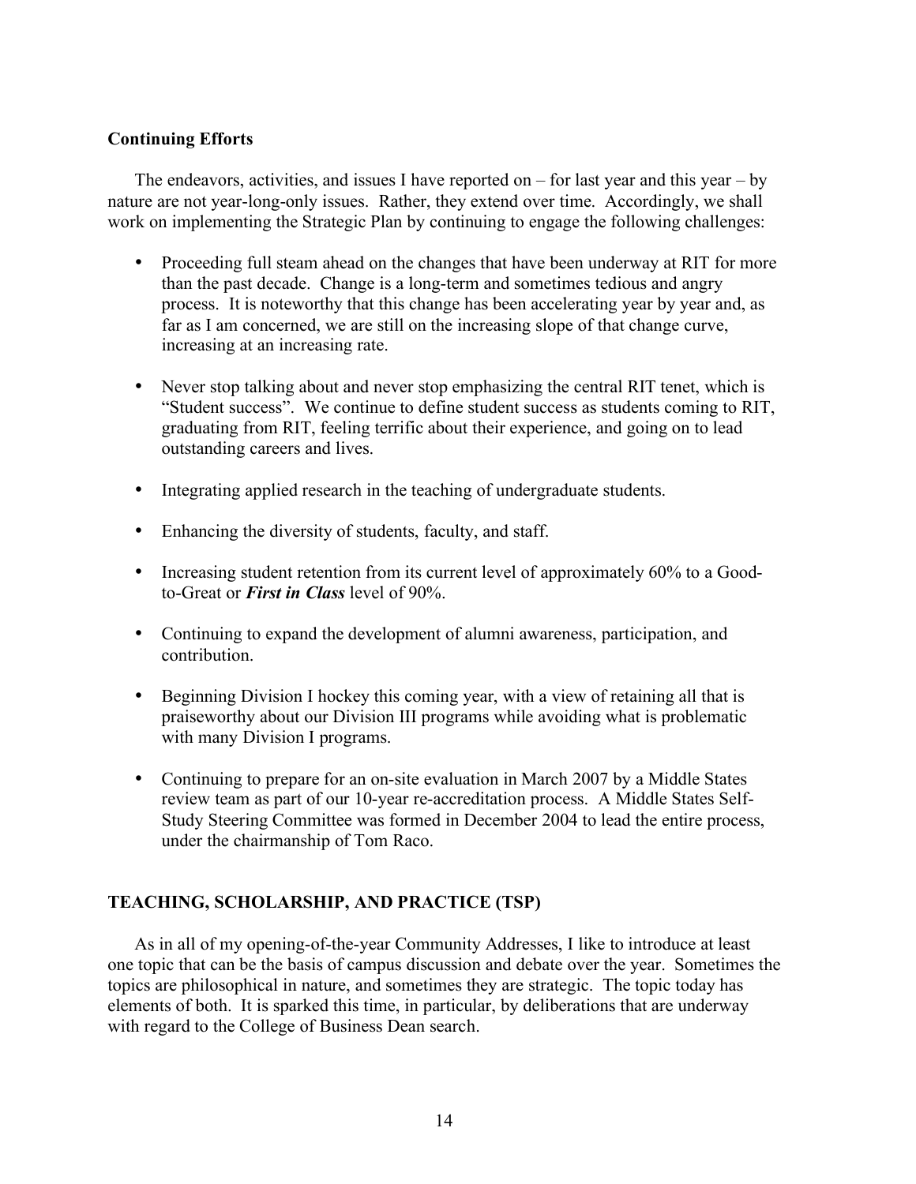## Continuing Efforts

The endeavors, activities, and issues I have reported on – for last year and this year – by nature are not year-long-only issues. Rather, they extend over time. Accordingly, we shall work on implementing the Strategic Plan by continuing to engage the following challenges:

- Proceeding full steam ahead on the changes that have been underway at RIT for more than the past decade. Change is a long-term and sometimes tedious and angry process. It is noteworthy that this change has been accelerating year by year and, as far as I am concerned, we are still on the increasing slope of that change curve, increasing at an increasing rate.

- Never stop talking about and never stop emphasizing the central RIT tenet, which is "Student success". We continue to define student success as students coming to RIT, graduating from RIT, feeling terrific about their experience, and going on to lead outstanding careers and lives.

- Integrating applied research in the teaching of undergraduate students.

- Enhancing the diversity of students, faculty, and staff.

- Increasing student retention from its current level of approximately 60% to a Good-to-Great or ***First in Class*** level of 90%.

- Continuing to expand the development of alumni awareness, participation, and contribution.

- Beginning Division I hockey this coming year, with a view of retaining all that is praiseworthy about our Division III programs while avoiding what is problematic with many Division I programs.

- Continuing to prepare for an on-site evaluation in March 2007 by a Middle States review team as part of our 10-year re-accreditation process. A Middle States Self-Study Steering Committee was formed in December 2004 to lead the entire process, under the chairmanship of Tom Raco.

## TEACHING, SCHOLARSHIP, AND PRACTICE (TSP)

As in all of my opening-of-the-year Community Addresses, I like to introduce at least one topic that can be the basis of campus discussion and debate over the year. Sometimes the topics are philosophical in nature, and sometimes they are strategic. The topic today has elements of both. It is sparked this time, in particular, by deliberations that are underway with regard to the College of Business Dean search.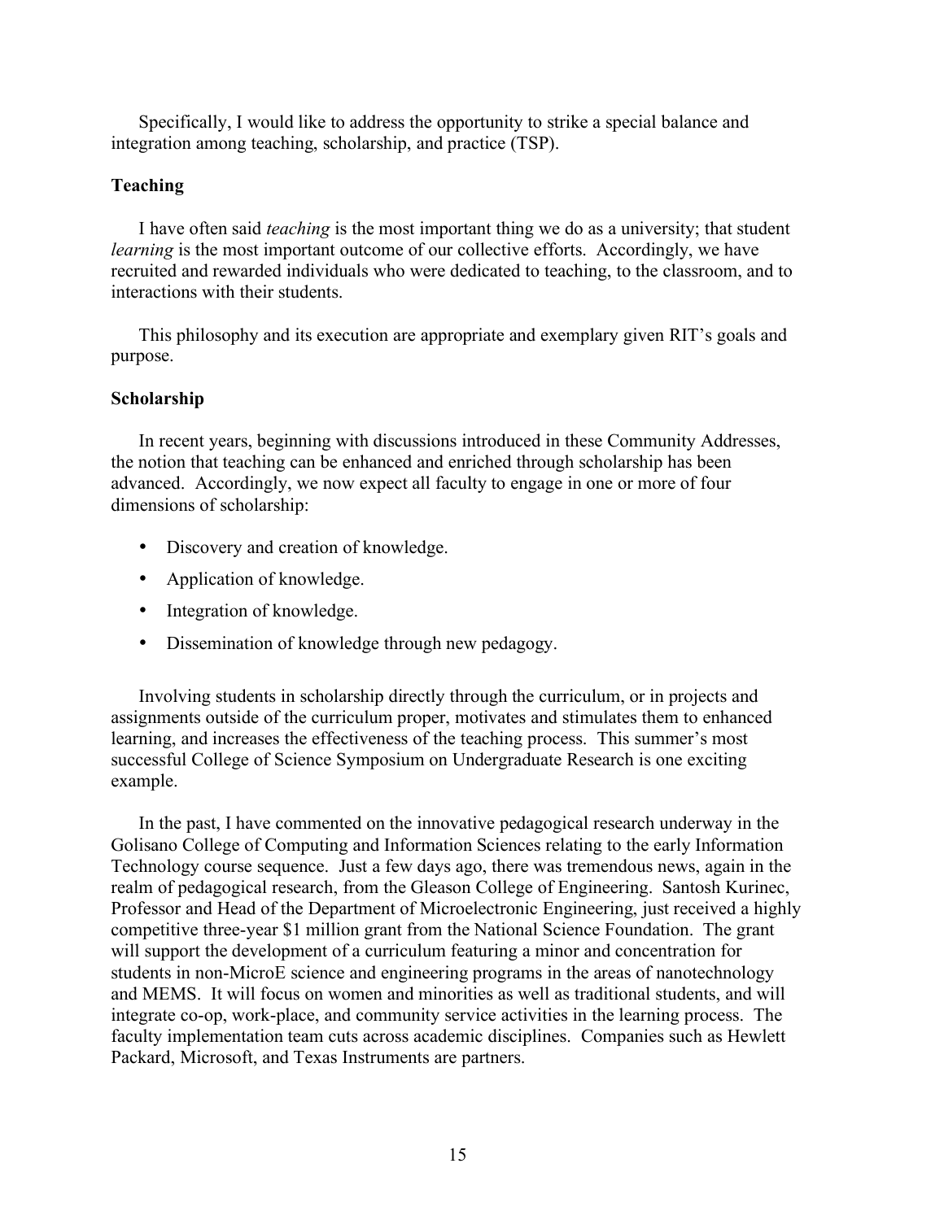Specifically, I would like to address the opportunity to strike a special balance and integration among teaching, scholarship, and practice (TSP).

### Teaching

I have often said *teaching* is the most important thing we do as a university; that student *learning* is the most important outcome of our collective efforts. Accordingly, we have recruited and rewarded individuals who were dedicated to teaching, to the classroom, and to interactions with their students.

This philosophy and its execution are appropriate and exemplary given RIT's goals and purpose.

### Scholarship

In recent years, beginning with discussions introduced in these Community Addresses, the notion that teaching can be enhanced and enriched through scholarship has been advanced. Accordingly, we now expect all faculty to engage in one or more of four dimensions of scholarship:

- Discovery and creation of knowledge.
- Application of knowledge.
- Integration of knowledge.
- Dissemination of knowledge through new pedagogy.

Involving students in scholarship directly through the curriculum, or in projects and assignments outside of the curriculum proper, motivates and stimulates them to enhanced learning, and increases the effectiveness of the teaching process. This summer's most successful College of Science Symposium on Undergraduate Research is one exciting example.

In the past, I have commented on the innovative pedagogical research underway in the Golisano College of Computing and Information Sciences relating to the early Information Technology course sequence. Just a few days ago, there was tremendous news, again in the realm of pedagogical research, from the Gleason College of Engineering. Santosh Kurinec, Professor and Head of the Department of Microelectronic Engineering, just received a highly competitive three-year $1 million grant from the National Science Foundation. The grant will support the development of a curriculum featuring a minor and concentration for students in non-MicroE science and engineering programs in the areas of nanotechnology and MEMS. It will focus on women and minorities as well as traditional students, and will integrate co-op, work-place, and community service activities in the learning process. The faculty implementation team cuts across academic disciplines. Companies such as Hewlett Packard, Microsoft, and Texas Instruments are partners.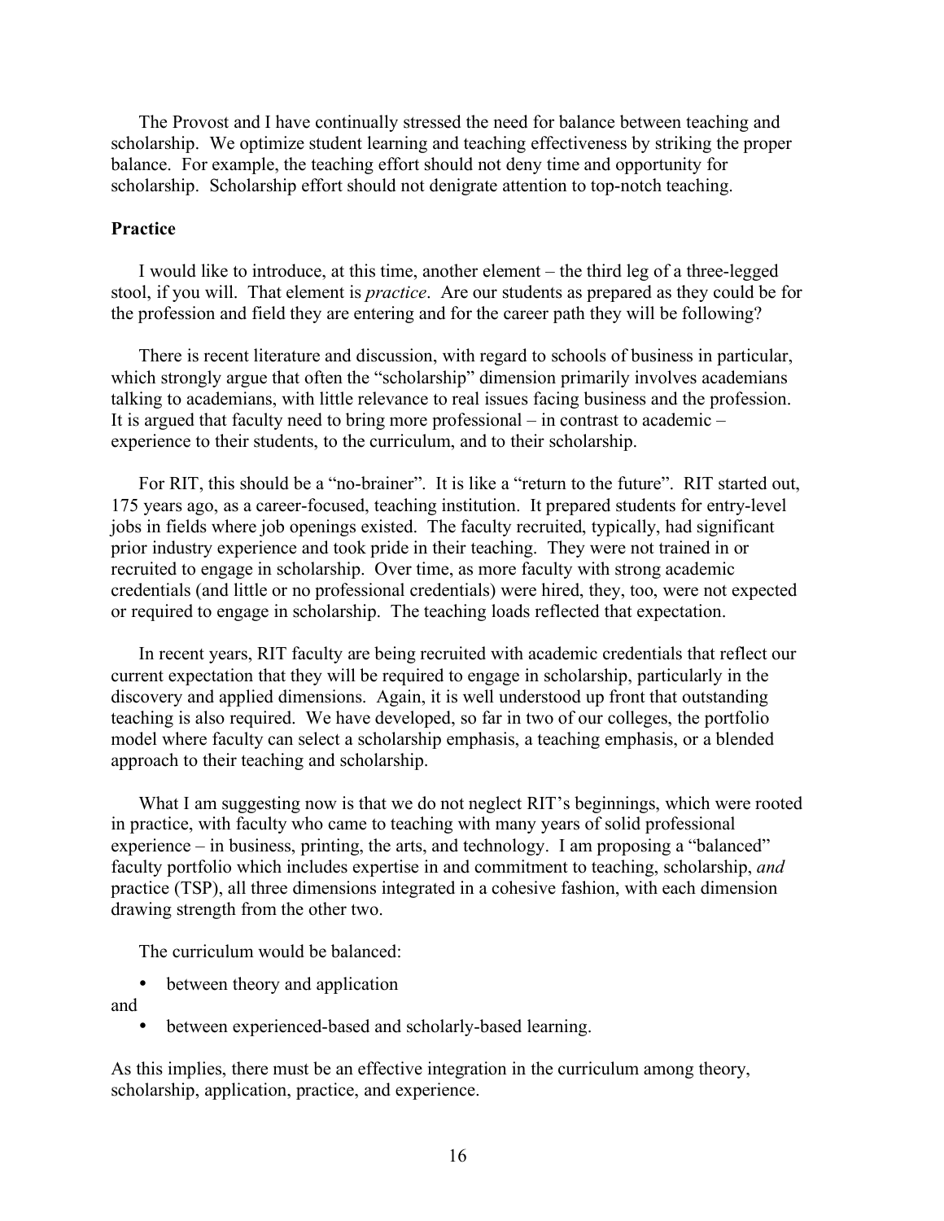The Provost and I have continually stressed the need for balance between teaching and scholarship. We optimize student learning and teaching effectiveness by striking the proper balance. For example, the teaching effort should not deny time and opportunity for scholarship. Scholarship effort should not denigrate attention to top-notch teaching.

**Practice**

I would like to introduce, at this time, another element – the third leg of a three-legged stool, if you will. That element is *practice*. Are our students as prepared as they could be for the profession and field they are entering and for the career path they will be following?

There is recent literature and discussion, with regard to schools of business in particular, which strongly argue that often the "scholarship" dimension primarily involves academians talking to academians, with little relevance to real issues facing business and the profession. It is argued that faculty need to bring more professional – in contrast to academic – experience to their students, to the curriculum, and to their scholarship.

For RIT, this should be a "no-brainer". It is like a "return to the future". RIT started out, 175 years ago, as a career-focused, teaching institution. It prepared students for entry-level jobs in fields where job openings existed. The faculty recruited, typically, had significant prior industry experience and took pride in their teaching. They were not trained in or recruited to engage in scholarship. Over time, as more faculty with strong academic credentials (and little or no professional credentials) were hired, they, too, were not expected or required to engage in scholarship. The teaching loads reflected that expectation.

In recent years, RIT faculty are being recruited with academic credentials that reflect our current expectation that they will be required to engage in scholarship, particularly in the discovery and applied dimensions. Again, it is well understood up front that outstanding teaching is also required. We have developed, so far in two of our colleges, the portfolio model where faculty can select a scholarship emphasis, a teaching emphasis, or a blended approach to their teaching and scholarship.

What I am suggesting now is that we do not neglect RIT's beginnings, which were rooted in practice, with faculty who came to teaching with many years of solid professional experience – in business, printing, the arts, and technology. I am proposing a "balanced" faculty portfolio which includes expertise in and commitment to teaching, scholarship, *and* practice (TSP), all three dimensions integrated in a cohesive fashion, with each dimension drawing strength from the other two.

The curriculum would be balanced:

- between theory and application

and

- between experienced-based and scholarly-based learning.

As this implies, there must be an effective integration in the curriculum among theory, scholarship, application, practice, and experience.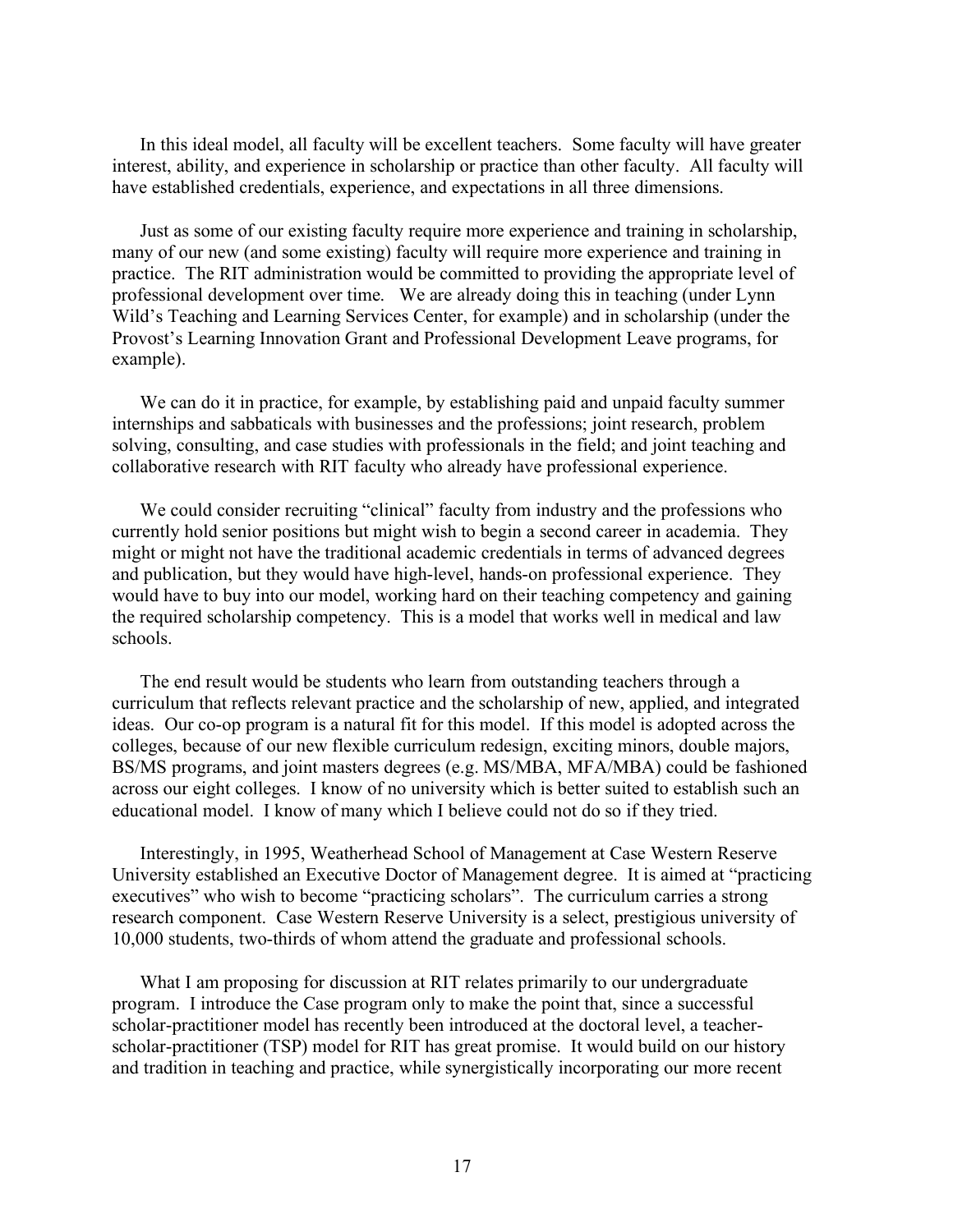In this ideal model, all faculty will be excellent teachers. Some faculty will have greater interest, ability, and experience in scholarship or practice than other faculty. All faculty will have established credentials, experience, and expectations in all three dimensions.

Just as some of our existing faculty require more experience and training in scholarship, many of our new (and some existing) faculty will require more experience and training in practice. The RIT administration would be committed to providing the appropriate level of professional development over time. We are already doing this in teaching (under Lynn Wild's Teaching and Learning Services Center, for example) and in scholarship (under the Provost's Learning Innovation Grant and Professional Development Leave programs, for example).

We can do it in practice, for example, by establishing paid and unpaid faculty summer internships and sabbaticals with businesses and the professions; joint research, problem solving, consulting, and case studies with professionals in the field; and joint teaching and collaborative research with RIT faculty who already have professional experience.

We could consider recruiting "clinical" faculty from industry and the professions who currently hold senior positions but might wish to begin a second career in academia. They might or might not have the traditional academic credentials in terms of advanced degrees and publication, but they would have high-level, hands-on professional experience. They would have to buy into our model, working hard on their teaching competency and gaining the required scholarship competency. This is a model that works well in medical and law schools.

The end result would be students who learn from outstanding teachers through a curriculum that reflects relevant practice and the scholarship of new, applied, and integrated ideas. Our co-op program is a natural fit for this model. If this model is adopted across the colleges, because of our new flexible curriculum redesign, exciting minors, double majors, BS/MS programs, and joint masters degrees (e.g. MS/MBA, MFA/MBA) could be fashioned across our eight colleges. I know of no university which is better suited to establish such an educational model. I know of many which I believe could not do so if they tried.

Interestingly, in 1995, Weatherhead School of Management at Case Western Reserve University established an Executive Doctor of Management degree. It is aimed at "practicing executives" who wish to become "practicing scholars". The curriculum carries a strong research component. Case Western Reserve University is a select, prestigious university of 10,000 students, two-thirds of whom attend the graduate and professional schools.

What I am proposing for discussion at RIT relates primarily to our undergraduate program. I introduce the Case program only to make the point that, since a successful scholar-practitioner model has recently been introduced at the doctoral level, a teacher-scholar-practitioner (TSP) model for RIT has great promise. It would build on our history and tradition in teaching and practice, while synergistically incorporating our more recent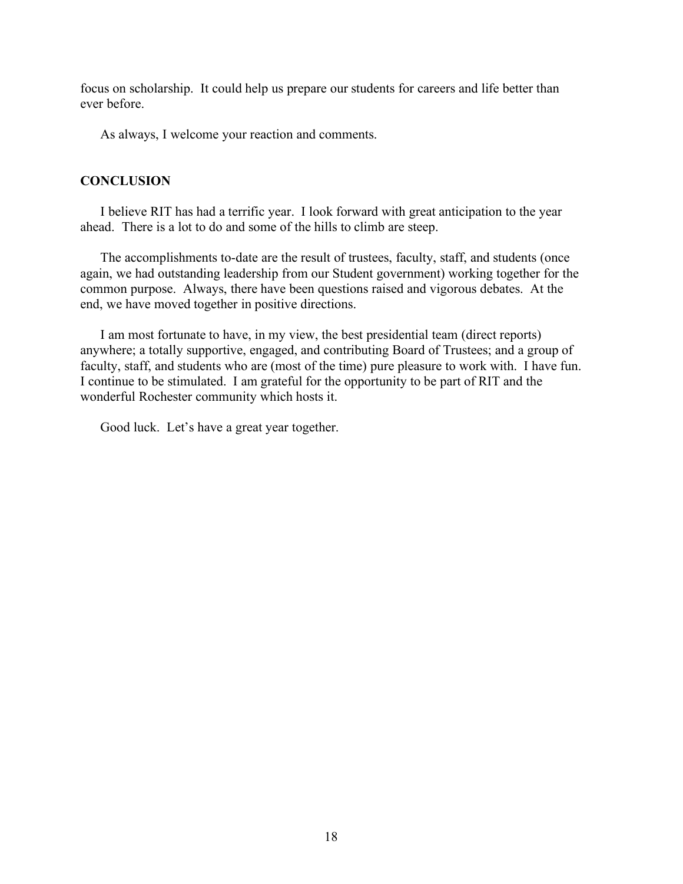focus on scholarship. It could help us prepare our students for careers and life better than ever before.

As always, I welcome your reaction and comments.

## CONCLUSION

I believe RIT has had a terrific year. I look forward with great anticipation to the year ahead. There is a lot to do and some of the hills to climb are steep.

The accomplishments to-date are the result of trustees, faculty, staff, and students (once again, we had outstanding leadership from our Student government) working together for the common purpose. Always, there have been questions raised and vigorous debates. At the end, we have moved together in positive directions.

I am most fortunate to have, in my view, the best presidential team (direct reports) anywhere; a totally supportive, engaged, and contributing Board of Trustees; and a group of faculty, staff, and students who are (most of the time) pure pleasure to work with. I have fun. I continue to be stimulated. I am grateful for the opportunity to be part of RIT and the wonderful Rochester community which hosts it.

Good luck. Let's have a great year together.